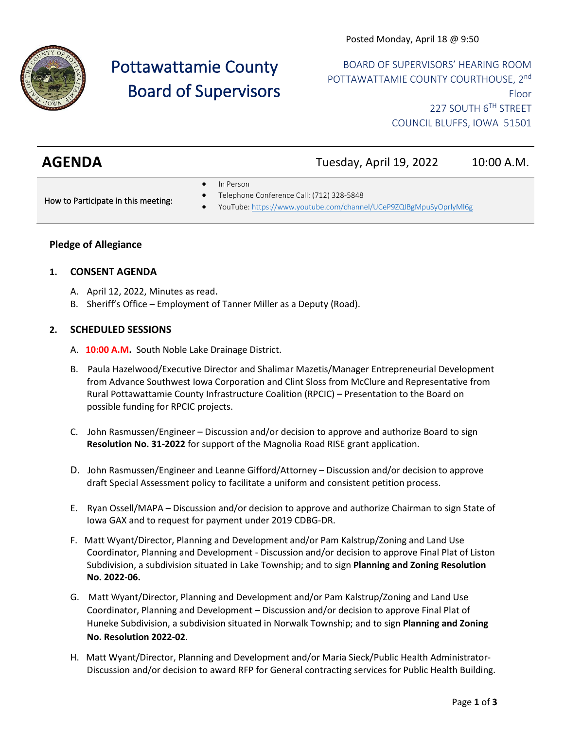Posted Monday, April 18 @ 9:50

# Pottawattamie County Board of Supervisors

BOARD OF SUPERVISORS' HEARING ROOM
POTTAWATTAMIE COUNTY COURTHOUSE, 2nd Floor
227 SOUTH 6TH STREET
COUNCIL BLUFFS, IOWA 51501

## AGENDA

Tuesday, April 19, 2022 10:00 A.M.

How to Participate in this meeting:

- In Person
- Telephone Conference Call: (712) 328-5848
- YouTube: https://www.youtube.com/channel/UCeP9ZQIBgMpuSyOprlyMl6g

**Pledge of Allegiance**

**1. CONSENT AGENDA**

A. April 12, 2022, Minutes as read.

B. Sheriff's Office – Employment of Tanner Miller as a Deputy (Road).

**2. SCHEDULED SESSIONS**

A. **10:00 A.M.** South Noble Lake Drainage District.

B. Paula Hazelwood/Executive Director and Shalimar Mazetis/Manager Entrepreneurial Development from Advance Southwest Iowa Corporation and Clint Sloss from McClure and Representative from Rural Pottawattamie County Infrastructure Coalition (RPCIC) – Presentation to the Board on possible funding for RPCIC projects.

C. John Rasmussen/Engineer – Discussion and/or decision to approve and authorize Board to sign **Resolution No. 31-2022** for support of the Magnolia Road RISE grant application.

D. John Rasmussen/Engineer and Leanne Gifford/Attorney – Discussion and/or decision to approve draft Special Assessment policy to facilitate a uniform and consistent petition process.

E. Ryan Ossell/MAPA – Discussion and/or decision to approve and authorize Chairman to sign State of Iowa GAX and to request for payment under 2019 CDBG-DR.

F. Matt Wyant/Director, Planning and Development and/or Pam Kalstrup/Zoning and Land Use Coordinator, Planning and Development - Discussion and/or decision to approve Final Plat of Liston Subdivision, a subdivision situated in Lake Township; and to sign **Planning and Zoning Resolution No. 2022-06.**

G. Matt Wyant/Director, Planning and Development and/or Pam Kalstrup/Zoning and Land Use Coordinator, Planning and Development – Discussion and/or decision to approve Final Plat of Huneke Subdivision, a subdivision situated in Norwalk Township; and to sign **Planning and Zoning No. Resolution 2022-02**.

H. Matt Wyant/Director, Planning and Development and/or Maria Sieck/Public Health Administrator- Discussion and/or decision to award RFP for General contracting services for Public Health Building.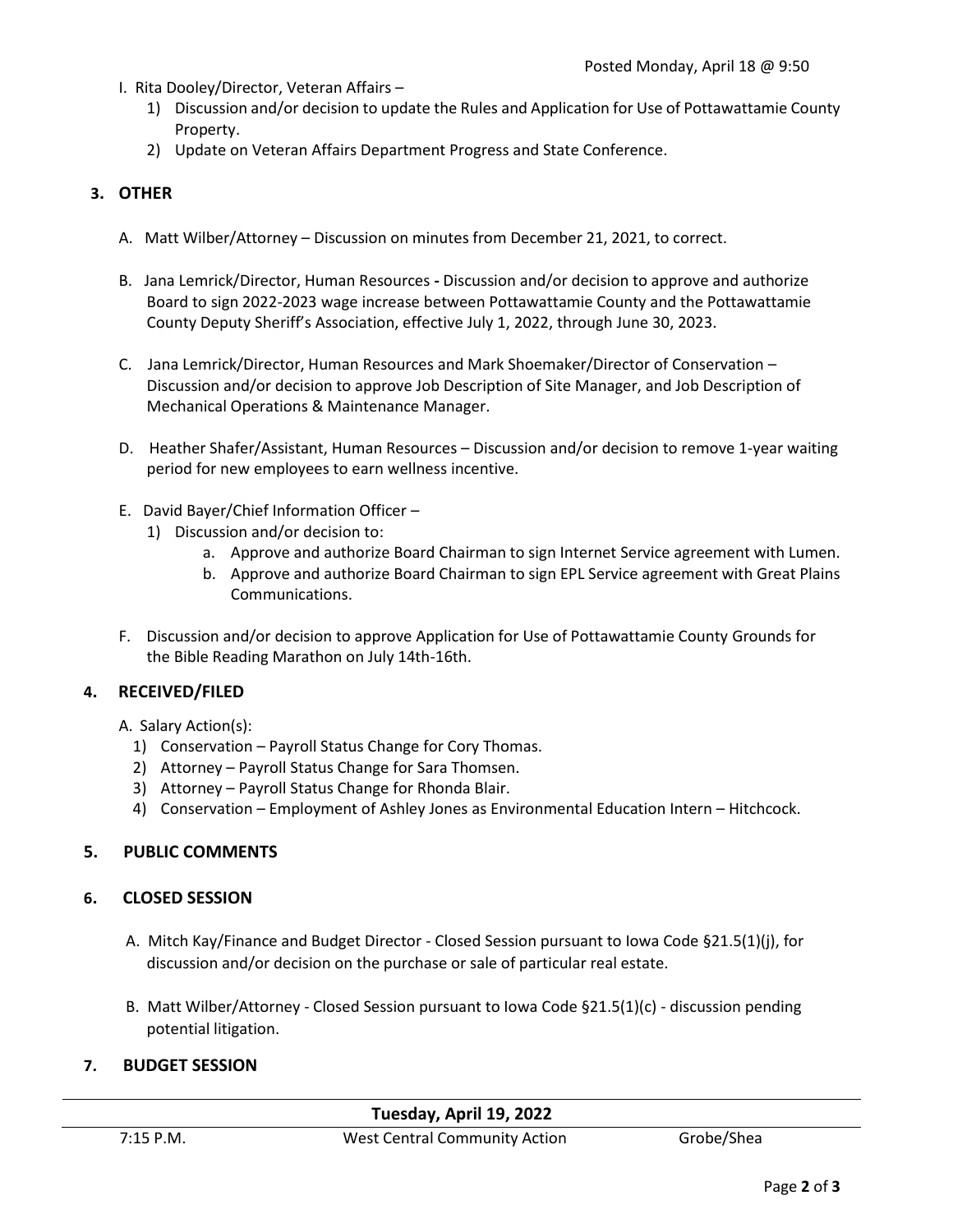Posted Monday, April 18 @ 9:50

I. Rita Dooley/Director, Veteran Affairs –
   1) Discussion and/or decision to update the Rules and Application for Use of Pottawattamie County Property.
   2) Update on Veteran Affairs Department Progress and State Conference.

## 3. OTHER

A. Matt Wilber/Attorney – Discussion on minutes from December 21, 2021, to correct.

B. Jana Lemrick/Director, Human Resources - Discussion and/or decision to approve and authorize Board to sign 2022-2023 wage increase between Pottawattamie County and the Pottawattamie County Deputy Sheriff's Association, effective July 1, 2022, through June 30, 2023.

C. Jana Lemrick/Director, Human Resources and Mark Shoemaker/Director of Conservation – Discussion and/or decision to approve Job Description of Site Manager, and Job Description of Mechanical Operations & Maintenance Manager.

D. Heather Shafer/Assistant, Human Resources – Discussion and/or decision to remove 1-year waiting period for new employees to earn wellness incentive.

E. David Bayer/Chief Information Officer –
   1) Discussion and/or decision to:
      a. Approve and authorize Board Chairman to sign Internet Service agreement with Lumen.
      b. Approve and authorize Board Chairman to sign EPL Service agreement with Great Plains Communications.

F. Discussion and/or decision to approve Application for Use of Pottawattamie County Grounds for the Bible Reading Marathon on July 14th-16th.

## 4. RECEIVED/FILED

A. Salary Action(s):
   1) Conservation – Payroll Status Change for Cory Thomas.
   2) Attorney – Payroll Status Change for Sara Thomsen.
   3) Attorney – Payroll Status Change for Rhonda Blair.
   4) Conservation – Employment of Ashley Jones as Environmental Education Intern – Hitchcock.

## 5. PUBLIC COMMENTS

## 6. CLOSED SESSION

A. Mitch Kay/Finance and Budget Director - Closed Session pursuant to Iowa Code §21.5(1)(j), for discussion and/or decision on the purchase or sale of particular real estate.

B. Matt Wilber/Attorney - Closed Session pursuant to Iowa Code §21.5(1)(c) - discussion pending potential litigation.

## 7. BUDGET SESSION

| Tuesday, April 19, 2022 | | |
| --- | --- | --- |
| 7:15 P.M. | West Central Community Action | Grobe/Shea |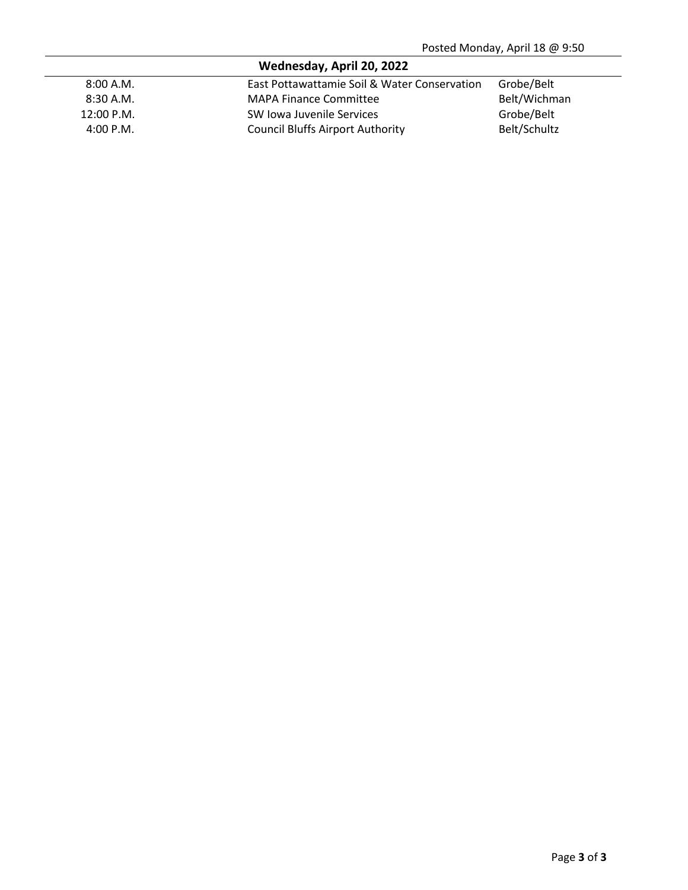Posted Monday, April 18 @ 9:50

## Wednesday, April 20, 2022

| | | |
|---|---|---|
| 8:00 A.M. | East Pottawattamie Soil & Water Conservation | Grobe/Belt |
| 8:30 A.M. | MAPA Finance Committee | Belt/Wichman |
| 12:00 P.M. | SW Iowa Juvenile Services | Grobe/Belt |
| 4:00 P.M. | Council Bluffs Airport Authority | Belt/Schultz |